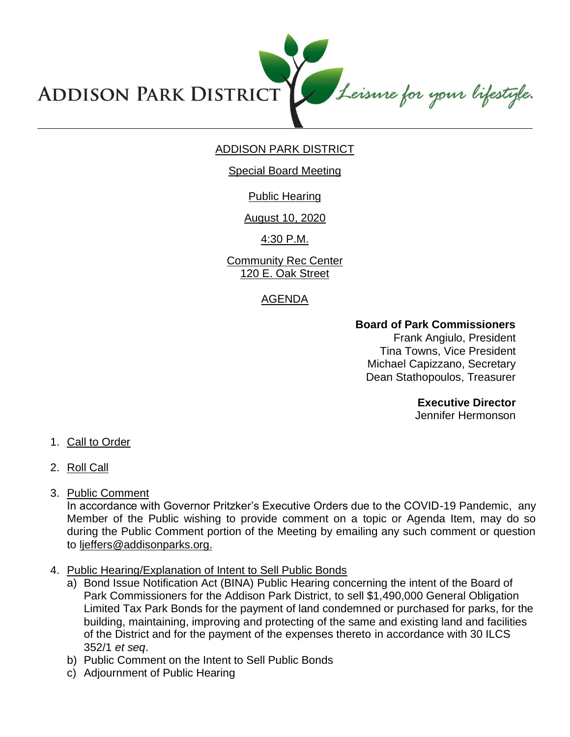ADDISON PARK DISTRICT *Leisure for your lifestyle.*

# ADDISON PARK DISTRICT

## Special Board Meeting

## Public Hearing

August 10, 2020

4:30 P.M.

Community Rec Center
120 E. Oak Street

## AGENDA

**Board of Park Commissioners**
Frank Angiulo, President
Tina Towns, Vice President
Michael Capizzano, Secretary
Dean Stathopoulos, Treasurer

**Executive Director**
Jennifer Hermonson

1. Call to Order
2. Roll Call
3. Public Comment
   In accordance with Governor Pritzker's Executive Orders due to the COVID-19 Pandemic, any Member of the Public wishing to provide comment on a topic or Agenda Item, may do so during the Public Comment portion of the Meeting by emailing any such comment or question to ljeffers@addisonparks.org.
4. Public Hearing/Explanation of Intent to Sell Public Bonds
   a) Bond Issue Notification Act (BINA) Public Hearing concerning the intent of the Board of Park Commissioners for the Addison Park District, to sell $1,490,000 General Obligation Limited Tax Park Bonds for the payment of land condemned or purchased for parks, for the building, maintaining, improving and protecting of the same and existing land and facilities of the District and for the payment of the expenses thereto in accordance with 30 ILCS 352/1 *et seq*.
   b) Public Comment on the Intent to Sell Public Bonds
   c) Adjournment of Public Hearing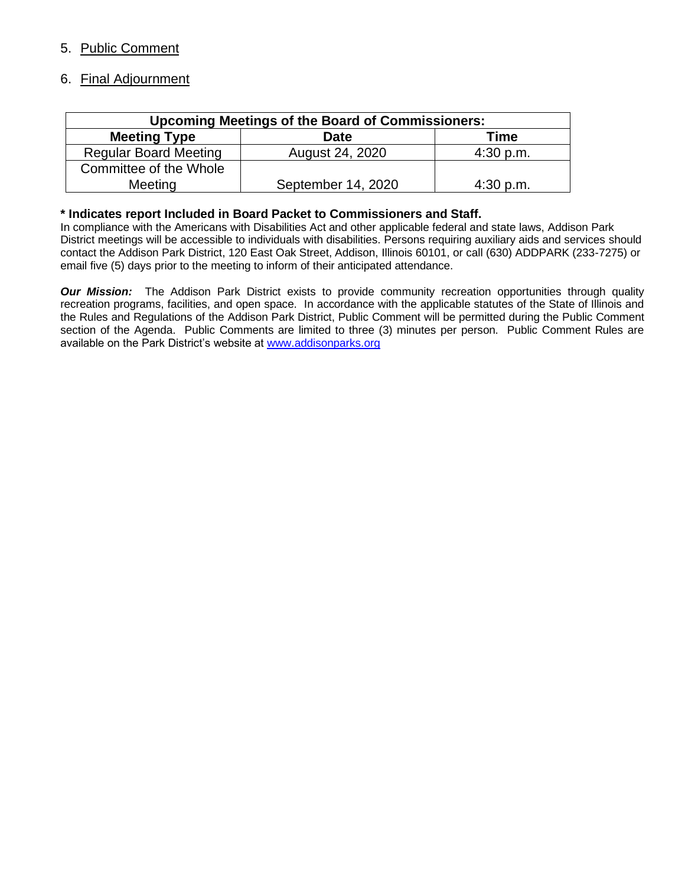5. Public Comment

6. Final Adjournment

| Upcoming Meetings of the Board of Commissioners: | | |
|---|---|---|
| **Meeting Type** | **Date** | **Time** |
| Regular Board Meeting | August 24, 2020 | 4:30 p.m. |
| Committee of the Whole Meeting | September 14, 2020 | 4:30 p.m. |

**\* Indicates report Included in Board Packet to Commissioners and Staff.**
In compliance with the Americans with Disabilities Act and other applicable federal and state laws, Addison Park District meetings will be accessible to individuals with disabilities. Persons requiring auxiliary aids and services should contact the Addison Park District, 120 East Oak Street, Addison, Illinois 60101, or call (630) ADDPARK (233-7275) or email five (5) days prior to the meeting to inform of their anticipated attendance.

***Our Mission:*** The Addison Park District exists to provide community recreation opportunities through quality recreation programs, facilities, and open space. In accordance with the applicable statutes of the State of Illinois and the Rules and Regulations of the Addison Park District, Public Comment will be permitted during the Public Comment section of the Agenda. Public Comments are limited to three (3) minutes per person. Public Comment Rules are available on the Park District's website at [www.addisonparks.org](http://www.addisonparks.org)